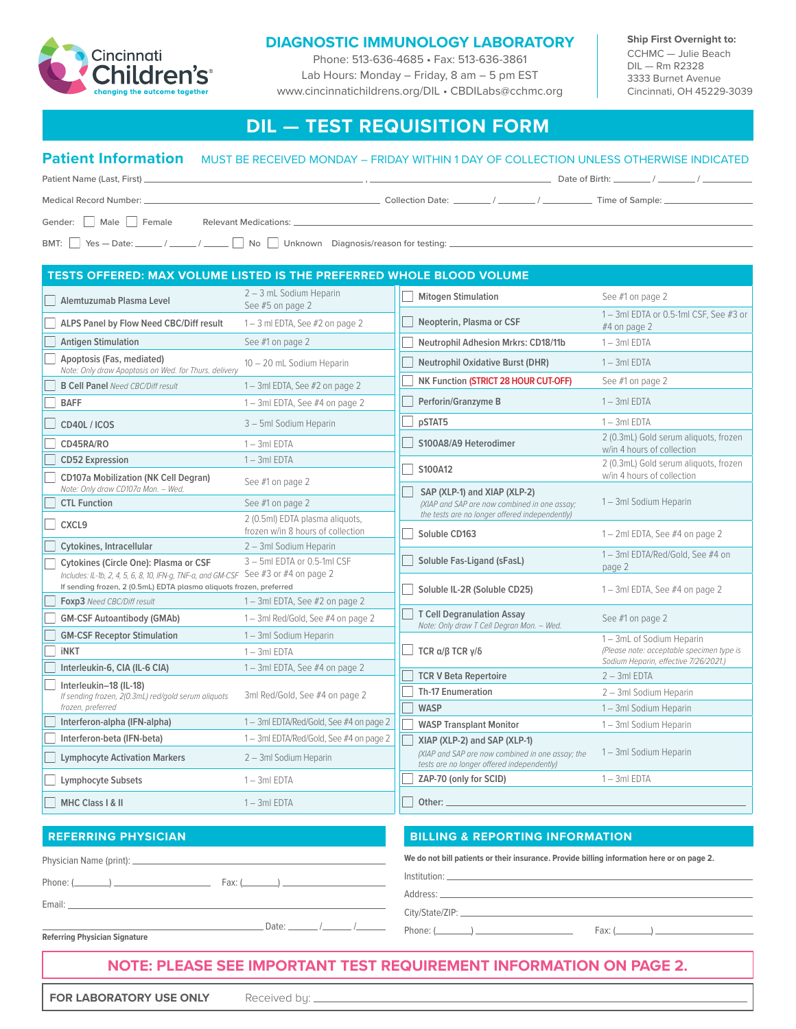Cincinnati Children's — changing the outcome together

## DIAGNOSTIC IMMUNOLOGY LABORATORY

Phone: 513-636-4685 • Fax: 513-636-3861
Lab Hours: Monday – Friday, 8 am – 5 pm EST
www.cincinnatichildrens.org/DIL • CBDILabs@cchmc.org

**Ship First Overnight to:**
CCHMC — Julie Beach
DIL — Rm R2328
3333 Burnet Avenue
Cincinnati, OH 45229-3039

# DIL — TEST REQUISITION FORM

## Patient Information

MUST BE RECEIVED MONDAY – FRIDAY WITHIN 1 DAY OF COLLECTION UNLESS OTHERWISE INDICATED

Patient Name (Last, First) ______________________, ______________________ Date of Birth: ____ / ____ / ______

Medical Record Number: ______________________ Collection Date: ____ / ____ / ______ Time of Sample: __________

Gender: ☐ Male ☐ Female Relevant Medications: ______________________

BMT: ☐ Yes — Date: ____ / ____ / ____ ☐ No ☐ Unknown Diagnosis/reason for testing: ______________________

## TESTS OFFERED: MAX VOLUME LISTED IS THE PREFERRED WHOLE BLOOD VOLUME

| Test | Specimen | Test | Specimen |
|---|---|---|---|
| ☐ Alemtuzumab Plasma Level | 2 – 3 mL Sodium Heparin See #5 on page 2 | ☐ Mitogen Stimulation | See #1 on page 2 |
| ☐ ALPS Panel by Flow Need CBC/Diff result | 1 – 3 ml EDTA, See #2 on page 2 | ☐ Neopterin, Plasma or CSF | 1 – 3ml EDTA or 0.5-1ml CSF, See #3 or #4 on page 2 |
| ☐ Antigen Stimulation | See #1 on page 2 | ☐ Neutrophil Adhesion Mrkrs: CD18/11b | 1 – 3ml EDTA |
| ☐ Apoptosis (Fas, mediated) *Note: Only draw Apoptosis on Wed. for Thurs. delivery* | 10 – 20 ml Sodium Heparin | ☐ Neutrophil Oxidative Burst (DHR) | 1 – 3ml EDTA |
| ☐ B Cell Panel *Need CBC/Diff result* | 1 – 3ml EDTA, See #2 on page 2 | ☐ NK Function (STRICT 28 HOUR CUT-OFF) | See #1 on page 2 |
| ☐ BAFF | 1 – 3ml EDTA, See #4 on page 2 | ☐ Perforin/Granzyme B | 1 – 3ml EDTA |
| ☐ CD40L / ICOS | 3 – 5ml Sodium Heparin | ☐ pSTAT5 | 1 – 3ml EDTA |
| ☐ CD45RA/RO | 1 – 3ml EDTA | ☐ S100A8/A9 Heterodimer | 2 (0.3mL) Gold serum aliquots, frozen w/in 4 hours of collection |
| ☐ CD52 Expression | 1 – 3ml EDTA | ☐ S100A12 | 2 (0.3mL) Gold serum aliquots, frozen w/in 4 hours of collection |
| ☐ CD107a Mobilization (NK Cell Degran) *Note: Only draw CD107a Mon. – Wed.* | See #1 on page 2 | ☐ SAP (XLP-1) and XIAP (XLP-2) *(XIAP and SAP are now combined in one assay; the tests are no longer offered independently)* | 1 – 3ml Sodium Heparin |
| ☐ CTL Function | See #1 on page 2 | | |
| ☐ CXCL9 | 2 (0.5ml) EDTA plasma aliquots, frozen w/in 8 hours of collection | ☐ Soluble CD163 | 1 – 2ml EDTA, See #4 on page 2 |
| ☐ Cytokines, Intracellular | 2 – 3ml Sodium Heparin | ☐ Soluble Fas-Ligand (sFasL) | 1 – 3ml EDTA/Red/Gold, See #4 on page 2 |
| ☐ Cytokines (Circle One): Plasma or CSF *Includes: IL-1b, 2, 4, 5, 6, 8, 10, IFN-g, TNF-a, and GM-CSF* If sending frozen, 2 (0.5mL) EDTA plasma aliquots frozen, preferred | 3 – 5ml EDTA or 0.5-1ml CSF See #3 or #4 on page 2 | ☐ Soluble IL-2R (Soluble CD25) | 1 – 3ml EDTA, See #4 on page 2 |
| ☐ Foxp3 *Need CBC/Diff result* | 1 – 3ml EDTA, See #2 on page 2 | ☐ T Cell Degranulation Assay *Note: Only draw T Cell Degran Mon. – Wed.* | See #1 on page 2 |
| ☐ GM-CSF Autoantibody (GMAb) | 1 – 3ml Red/Gold, See #4 on page 2 | | |
| ☐ GM-CSF Receptor Stimulation | 1 – 3ml Sodium Heparin | ☐ TCR α/β TCR γ/δ | 1 – 3mL of Sodium Heparin *(Please note: acceptable specimen type is Sodium Heparin, effective 7/26/2021.)* |
| ☐ iNKT | 1 – 3ml EDTA | | |
| ☐ Interleukin-6, CIA (IL-6 CIA) | 1 – 3ml EDTA, See #4 on page 2 | ☐ TCR V Beta Repertoire | 2 – 3ml EDTA |
| ☐ Interleukin–18 (IL-18) *If sending frozen, 2(0.3mL) red/gold serum aliquots frozen, preferred* | 3ml Red/Gold, See #4 on page 2 | ☐ Th-17 Enumeration | 2 – 3ml Sodium Heparin |
| | | ☐ WASP | 1 – 3ml Sodium Heparin |
| ☐ Interferon-alpha (IFN-alpha) | 1 – 3ml EDTA/Red/Gold, See #4 on page 2 | ☐ WASP Transplant Monitor | 1 – 3ml Sodium Heparin |
| ☐ Interferon-beta (IFN-beta) | 1 – 3ml EDTA/Red/Gold, See #4 on page 2 | ☐ XIAP (XLP-2) and SAP (XLP-1) *(XIAP and SAP are now combined in one assay; the tests are no longer offered independently)* | 1 – 3ml Sodium Heparin |
| ☐ Lymphocyte Activation Markers | 2 – 3ml Sodium Heparin | | |
| ☐ Lymphocyte Subsets | 1 – 3ml EDTA | ☐ ZAP-70 (only for SCID) | 1 – 3ml EDTA |
| ☐ MHC Class I & II | 1 – 3ml EDTA | ☐ Other: ______________ | |

## REFERRING PHYSICIAN

Physician Name (print): ______________________

Phone: (____) ____________ Fax: (____) ____________

Email: ______________________

______________________ Date: ____ / ____ / ____

**Referring Physician Signature**

## BILLING & REPORTING INFORMATION

**We do not bill patients or their insurance. Provide billing information here or on page 2.**

Institution: ______________________

Address: ______________________

City/State/ZIP: ______________________

Phone: (____) ____________ Fax: (____) ____________

**NOTE: PLEASE SEE IMPORTANT TEST REQUIREMENT INFORMATION ON PAGE 2.**

**FOR LABORATORY USE ONLY** Received by: ______________________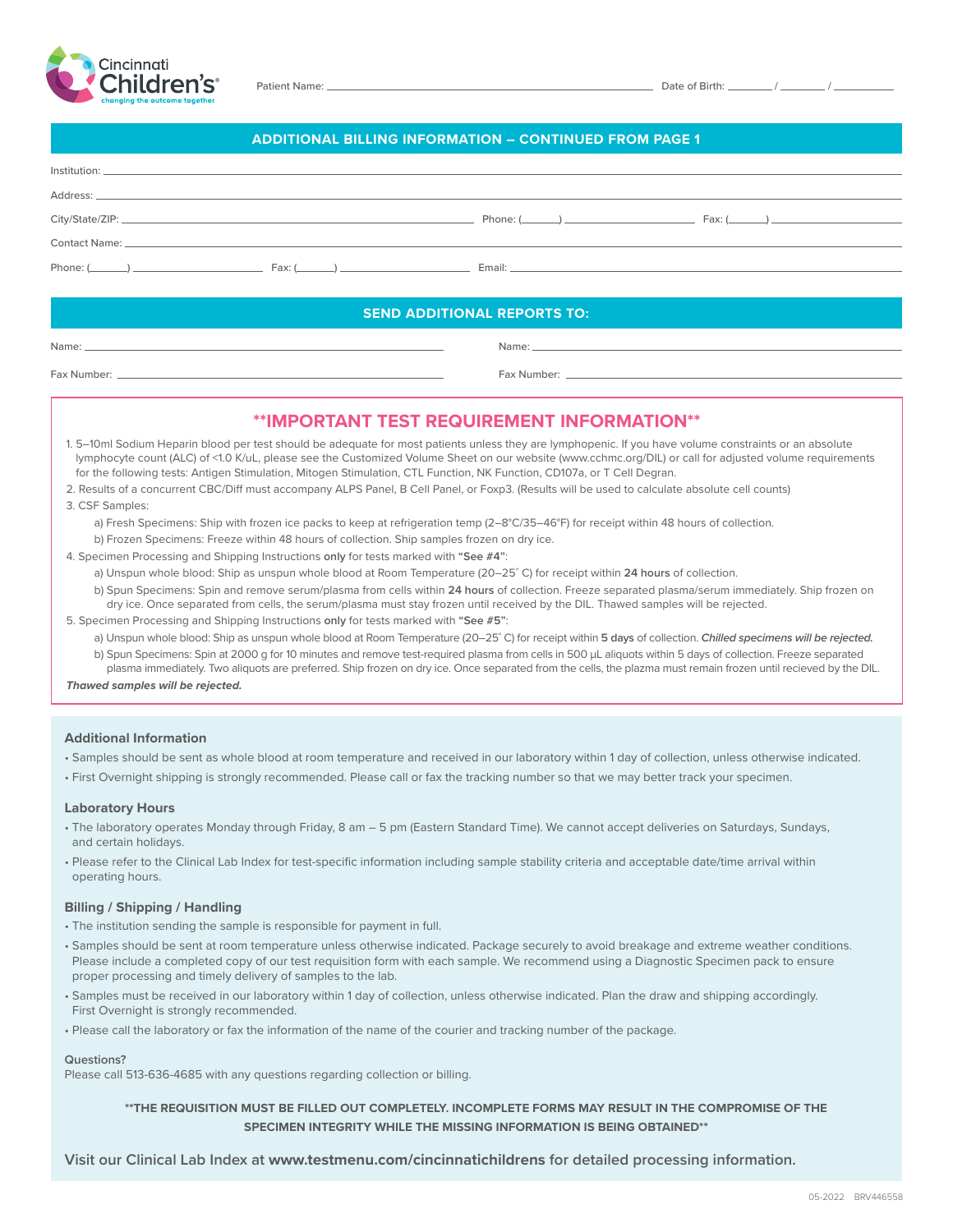Cincinnati Children's
changing the outcome together

Patient Name: ______________________ Date of Birth: ______ / ______ / ________

## ADDITIONAL BILLING INFORMATION – CONTINUED FROM PAGE 1

Institution: ______________________

Address: ______________________

City/State/ZIP: ______________________ Phone: (______) ______________ Fax: (______) ______________

Contact Name: ______________________

Phone: (______) ______________ Fax: (______) ______________ Email: ______________________

## SEND ADDITIONAL REPORTS TO:

Name: ______________________ Name: ______________________

Fax Number: ______________________ Fax Number: ______________________

## **IMPORTANT TEST REQUIREMENT INFORMATION**

1. 5–10ml Sodium Heparin blood per test should be adequate for most patients unless they are lymphopenic. If you have volume constraints or an absolute lymphocyte count (ALC) of <1.0 K/uL, please see the Customized Volume Sheet on our website (www.cchmc.org/DIL) or call for adjusted volume requirements for the following tests: Antigen Stimulation, Mitogen Stimulation, CTL Function, NK Function, CD107a, or T Cell Degran.
2. Results of a concurrent CBC/Diff must accompany ALPS Panel, B Cell Panel, or Foxp3. (Results will be used to calculate absolute cell counts)
3. CSF Samples:
   - a) Fresh Specimens: Ship with frozen ice packs to keep at refrigeration temp (2–8°C/35–46°F) for receipt within 48 hours of collection.
   - b) Frozen Specimens: Freeze within 48 hours of collection. Ship samples frozen on dry ice.
4. Specimen Processing and Shipping Instructions **only** for tests marked with **"See #4"**:
   - a) Unspun whole blood: Ship as unspun whole blood at Room Temperature (20–25° C) for receipt within **24 hours** of collection.
   - b) Spun Specimens: Spin and remove serum/plasma from cells within **24 hours** of collection. Freeze separated plasma/serum immediately. Ship frozen on dry ice. Once separated from cells, the serum/plasma must stay frozen until received by the DIL. Thawed samples will be rejected.
5. Specimen Processing and Shipping Instructions **only** for tests marked with **"See #5"**:
   - a) Unspun whole blood: Ship as unspun whole blood at Room Temperature (20–25° C) for receipt within **5 days** of collection. ***Chilled specimens will be rejected.***
   - b) Spun Specimens: Spin at 2000 g for 10 minutes and remove test-required plasma from cells in 500 µL aliquots within 5 days of collection. Freeze separated plasma immediately. Two aliquots are preferred. Ship frozen on dry ice. Once separated from the cells, the plazma must remain frozen until recieved by the DIL.

***Thawed samples will be rejected.***

### Additional Information

- Samples should be sent as whole blood at room temperature and received in our laboratory within 1 day of collection, unless otherwise indicated.
- First Overnight shipping is strongly recommended. Please call or fax the tracking number so that we may better track your specimen.

### Laboratory Hours

- The laboratory operates Monday through Friday, 8 am – 5 pm (Eastern Standard Time). We cannot accept deliveries on Saturdays, Sundays, and certain holidays.
- Please refer to the Clinical Lab Index for test-specific information including sample stability criteria and acceptable date/time arrival within operating hours.

### Billing / Shipping / Handling

- The institution sending the sample is responsible for payment in full.
- Samples should be sent at room temperature unless otherwise indicated. Package securely to avoid breakage and extreme weather conditions. Please include a completed copy of our test requisition form with each sample. We recommend using a Diagnostic Specimen pack to ensure proper processing and timely delivery of samples to the lab.
- Samples must be received in our laboratory within 1 day of collection, unless otherwise indicated. Plan the draw and shipping accordingly. First Overnight is strongly recommended.
- Please call the laboratory or fax the information of the name of the courier and tracking number of the package.

**Questions?**
Please call 513-636-4685 with any questions regarding collection or billing.

**\*\*THE REQUISITION MUST BE FILLED OUT COMPLETELY. INCOMPLETE FORMS MAY RESULT IN THE COMPROMISE OF THE SPECIMEN INTEGRITY WHILE THE MISSING INFORMATION IS BEING OBTAINED\*\***

Visit our Clinical Lab Index at **www.testmenu.com/cincinnatichildrens** for detailed processing information.

05-2022 BRV446558